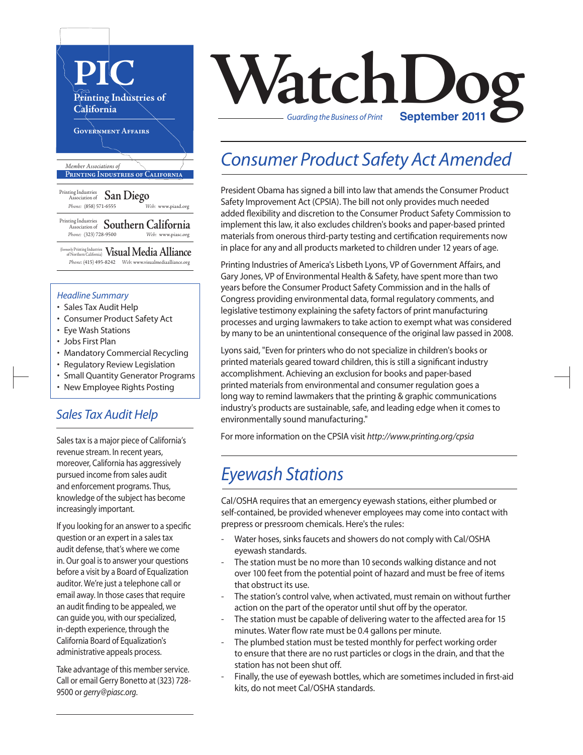# PIC

Printing Industries of California

Government Affairs

*Member Associations of*
**Printing Industries of California**

Printing Industries Association of **San Diego**
*Phone:* (858) 571-6555 *Web:* www.piasd.org

Printing Industries Association of **Southern California**
*Phone:* (323) 728-9500 *Web:* www.piasc.org

(formerly Printing Industries of Northern California) **Visual Media Alliance**
*Phone:* (415) 495-8242 *Web:* www.visualmediaalliance.org

# WatchDog

*Guarding the Business of Print* **September 2011**

*Headline Summary*

- Sales Tax Audit Help
- Consumer Product Safety Act
- Eye Wash Stations
- Jobs First Plan
- Mandatory Commercial Recycling
- Regulatory Review Legislation
- Small Quantity Generator Programs
- New Employee Rights Posting

## *Sales Tax Audit Help*

Sales tax is a major piece of California's revenue stream. In recent years, moreover, California has aggressively pursued income from sales audit and enforcement programs. Thus, knowledge of the subject has become increasingly important.

If you looking for an answer to a specific question or an expert in a sales tax audit defense, that's where we come in. Our goal is to answer your questions before a visit by a Board of Equalization auditor. We're just a telephone call or email away. In those cases that require an audit finding to be appealed, we can guide you, with our specialized, in-depth experience, through the California Board of Equalization's administrative appeals process.

Take advantage of this member service. Call or email Gerry Bonetto at (323) 728-9500 or *gerry@piasc.org*.

## *Consumer Product Safety Act Amended*

President Obama has signed a bill into law that amends the Consumer Product Safety Improvement Act (CPSIA). The bill not only provides much needed added flexibility and discretion to the Consumer Product Safety Commission to implement this law, it also excludes children's books and paper-based printed materials from onerous third-party testing and certification requirements now in place for any and all products marketed to children under 12 years of age.

Printing Industries of America's Lisbeth Lyons, VP of Government Affairs, and Gary Jones, VP of Environmental Health & Safety, have spent more than two years before the Consumer Product Safety Commission and in the halls of Congress providing environmental data, formal regulatory comments, and legislative testimony explaining the safety factors of print manufacturing processes and urging lawmakers to take action to exempt what was considered by many to be an unintentional consequence of the original law passed in 2008.

Lyons said, "Even for printers who do not specialize in children's books or printed materials geared toward children, this is still a significant industry accomplishment. Achieving an exclusion for books and paper-based printed materials from environmental and consumer regulation goes a long way to remind lawmakers that the printing & graphic communications industry's products are sustainable, safe, and leading edge when it comes to environmentally sound manufacturing."

For more information on the CPSIA visit *http://www.printing.org/cpsia*

## *Eyewash Stations*

Cal/OSHA requires that an emergency eyewash stations, either plumbed or self-contained, be provided whenever employees may come into contact with prepress or pressroom chemicals. Here's the rules:

- Water hoses, sinks faucets and showers do not comply with Cal/OSHA eyewash standards.
- The station must be no more than 10 seconds walking distance and not over 100 feet from the potential point of hazard and must be free of items that obstruct its use.
- The station's control valve, when activated, must remain on without further action on the part of the operator until shut off by the operator.
- The station must be capable of delivering water to the affected area for 15 minutes. Water flow rate must be 0.4 gallons per minute.
- The plumbed station must be tested monthly for perfect working order to ensure that there are no rust particles or clogs in the drain, and that the station has not been shut off.
- Finally, the use of eyewash bottles, which are sometimes included in first-aid kits, do not meet Cal/OSHA standards.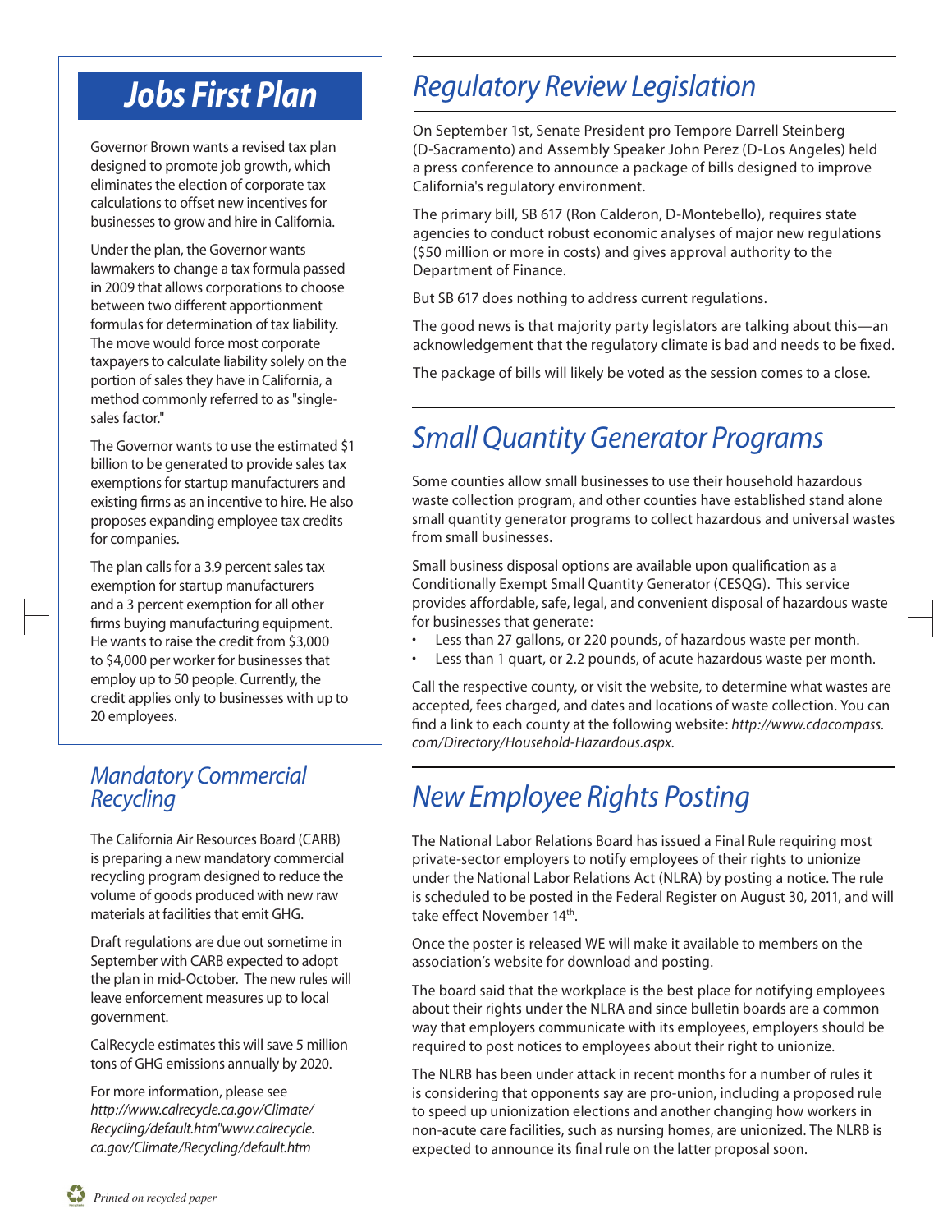# Jobs First Plan

Governor Brown wants a revised tax plan designed to promote job growth, which eliminates the election of corporate tax calculations to offset new incentives for businesses to grow and hire in California.

Under the plan, the Governor wants lawmakers to change a tax formula passed in 2009 that allows corporations to choose between two different apportionment formulas for determination of tax liability. The move would force most corporate taxpayers to calculate liability solely on the portion of sales they have in California, a method commonly referred to as "single-sales factor."

The Governor wants to use the estimated $1 billion to be generated to provide sales tax exemptions for startup manufacturers and existing firms as an incentive to hire. He also proposes expanding employee tax credits for companies.

The plan calls for a 3.9 percent sales tax exemption for startup manufacturers and a 3 percent exemption for all other firms buying manufacturing equipment. He wants to raise the credit from $3,000 to $4,000 per worker for businesses that employ up to 50 people. Currently, the credit applies only to businesses with up to 20 employees.

## Mandatory Commercial Recycling

The California Air Resources Board (CARB) is preparing a new mandatory commercial recycling program designed to reduce the volume of goods produced with new raw materials at facilities that emit GHG.

Draft regulations are due out sometime in September with CARB expected to adopt the plan in mid-October. The new rules will leave enforcement measures up to local government.

CalRecycle estimates this will save 5 million tons of GHG emissions annually by 2020.

For more information, please see *http://www.calrecycle.ca.gov/Climate/Recycling/default.htm"www.calrecycle.ca.gov/Climate/Recycling/default.htm*

## Regulatory Review Legislation

On September 1st, Senate President pro Tempore Darrell Steinberg (D-Sacramento) and Assembly Speaker John Perez (D-Los Angeles) held a press conference to announce a package of bills designed to improve California's regulatory environment.

The primary bill, SB 617 (Ron Calderon, D-Montebello), requires state agencies to conduct robust economic analyses of major new regulations ($50 million or more in costs) and gives approval authority to the Department of Finance.

But SB 617 does nothing to address current regulations.

The good news is that majority party legislators are talking about this—an acknowledgement that the regulatory climate is bad and needs to be fixed.

The package of bills will likely be voted as the session comes to a close.

## Small Quantity Generator Programs

Some counties allow small businesses to use their household hazardous waste collection program, and other counties have established stand alone small quantity generator programs to collect hazardous and universal wastes from small businesses.

Small business disposal options are available upon qualification as a Conditionally Exempt Small Quantity Generator (CESQG). This service provides affordable, safe, legal, and convenient disposal of hazardous waste for businesses that generate:

- Less than 27 gallons, or 220 pounds, of hazardous waste per month.
- Less than 1 quart, or 2.2 pounds, of acute hazardous waste per month.

Call the respective county, or visit the website, to determine what wastes are accepted, fees charged, and dates and locations of waste collection. You can find a link to each county at the following website: *http://www.cdacompass.com/Directory/Household-Hazardous.aspx.*

## New Employee Rights Posting

The National Labor Relations Board has issued a Final Rule requiring most private-sector employers to notify employees of their rights to unionize under the National Labor Relations Act (NLRA) by posting a notice. The rule is scheduled to be posted in the Federal Register on August 30, 2011, and will take effect November 14th.

Once the poster is released WE will make it available to members on the association's website for download and posting.

The board said that the workplace is the best place for notifying employees about their rights under the NLRA and since bulletin boards are a common way that employers communicate with its employees, employers should be required to post notices to employees about their right to unionize.

The NLRB has been under attack in recent months for a number of rules it is considering that opponents say are pro-union, including a proposed rule to speed up unionization elections and another changing how workers in non-acute care facilities, such as nursing homes, are unionized. The NLRB is expected to announce its final rule on the latter proposal soon.

*Printed on recycled paper*